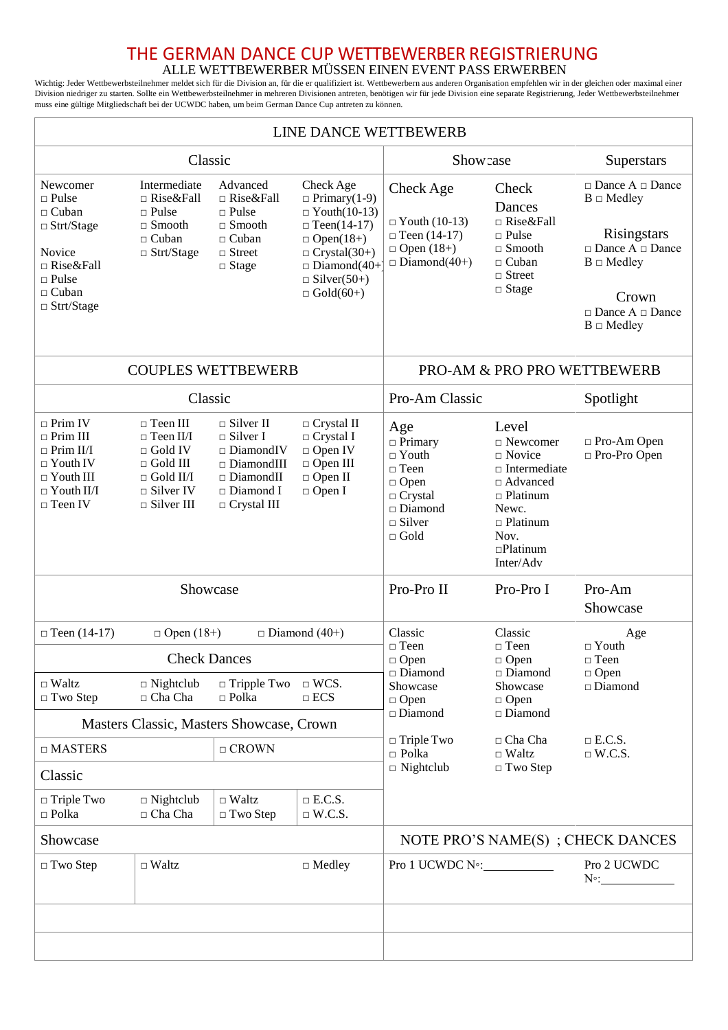# THE GERMAN DANCE CUP WETTBEWERBER REGISTRIERUNG

## ALLE WETTBEWERBER MÜSSEN EINEN EVENT PASS ERWERBEN

Wichtig: Jeder Wettbewerbsteilnehmer meldet sich für die Division an, für die er qualifiziert ist. Wettbewerbern aus anderen Organisation empfehlen wir in der gleichen oder maximal eine Division niedriger zu starten. Sollte ein Wettbewerbsteilnehmer in mehreren Divisionen antreten, benötigen wir für jede Division eine separate Registrierung, Jeder Wettbewerbsteilnehmer muss eine gültige Mitgliedschaft bei der UCWDC haben, um beim German Dance Cup antreten zu können.

## LINE DANCE WETTBEWERB

| Classic | | | | Showcase | | Superstars |
|---|---|---|---|---|---|---|
| Newcomer<br>□ Pulse<br>□ Cuban<br>□ Strt/Stage<br><br>Novice<br>□ Rise&Fall<br>□ Pulse<br>□ Cuban<br>□ Strt/Stage | Intermediate<br>□ Rise&Fall<br>□ Pulse<br>□ Smooth<br>□ Cuban<br>□ Strt/Stage | Advanced<br>□ Rise&Fall<br>□ Pulse<br>□ Smooth<br>□ Cuban<br>□ Street<br>□ Stage | Check Age<br>□ Primary(1-9)<br>□ Youth(10-13)<br>□ Teen(14-17)<br>□ Open(18+)<br>□ Crystal(30+)<br>□ Diamond(40+)<br>□ Silver(50+)<br>□ Gold(60+) | Check Age<br><br>□ Youth (10-13)<br>□ Teen (14-17)<br>□ Open (18+)<br>□ Diamond(40+) | Check Dances<br>□ Rise&Fall<br>□ Pulse<br>□ Smooth<br>□ Cuban<br>□ Street<br>□ Stage | □ Dance A □ Dance B □ Medley<br><br>Risingstars<br>□ Dance A □ Dance B □ Medley<br><br>Crown<br>□ Dance A □ Dance B □ Medley |

## COUPLES WETTBEWERB

| Classic | | | |
|---|---|---|---|
| □ Prim IV<br>□ Prim III<br>□ Prim II/I<br>□ Youth IV<br>□ Youth III<br>□ Youth II/I<br>□ Teen IV | □ Teen III<br>□ Teen II/I<br>□ Gold IV<br>□ Gold III<br>□ Gold II/I<br>□ Silver IV<br>□ Silver III | □ Silver II<br>□ Silver I<br>□ DiamondIV<br>□ DiamondIII<br>□ DiamondII<br>□ Diamond I<br>□ Crystal III | □ Crystal II<br>□ Crystal I<br>□ Open IV<br>□ Open III<br>□ Open II<br>□ Open I |

| Showcase | | | |
|---|---|---|---|
| □ Teen (14-17) | □ Open (18+) | □ Diamond (40+) | |
| **Check Dances** | | | |
| □ Waltz<br>□ Two Step | □ Nightclub<br>□ Cha Cha | □ Tripple Two<br>□ Polka | □ WCS.<br>□ ECS |

| Masters Classic, Masters Showcase, Crown | | | |
|---|---|---|---|
| □ MASTERS | | □ CROWN | |
| **Classic** | | | |
| □ Triple Two<br>□ Polka | □ Nightclub<br>□ Cha Cha | □ Waltz<br>□ Two Step | □ E.C.S.<br>□ W.C.S. |
| **Showcase** | | | |
| □ Two Step | □ Waltz | | □ Medley |

## PRO-AM & PRO PRO WETTBEWERB

| Pro-Am Classic | | Spotlight |
|---|---|---|
| Age<br>□ Primary<br>□ Youth<br>□ Teen<br>□ Open<br>□ Crystal<br>□ Diamond<br>□ Silver<br>□ Gold | Level<br>□ Newcomer<br>□ Novice<br>□ Intermediate<br>□ Advanced<br>□ Platinum Newc.<br>□ Platinum Nov.<br>□Platinum Inter/Adv | □ Pro-Am Open<br>□ Pro-Pro Open |

| Pro-Pro II | Pro-Pro I | Pro-Am Showcase |
|---|---|---|
| Classic<br>□ Teen<br>□ Open<br>□ Diamond<br>Showcase<br>□ Open<br>□ Diamond<br><br>□ Triple Two<br>□ Polka<br>□ Nightclub | Classic<br>□ Teen<br>□ Open<br>□ Diamond<br>Showcase<br>□ Open<br>□ Diamond<br><br>□ Cha Cha<br>□ Waltz<br>□ Two Step | Age<br>□ Youth<br>□ Teen<br>□ Open<br>□ Diamond<br><br>□ E.C.S.<br>□ W.C.S. |

## NOTE PRO'S NAME(S) ; CHECK DANCES

Pro 1 UCWDC N◦:____________ Pro 2 UCWDC N◦:____________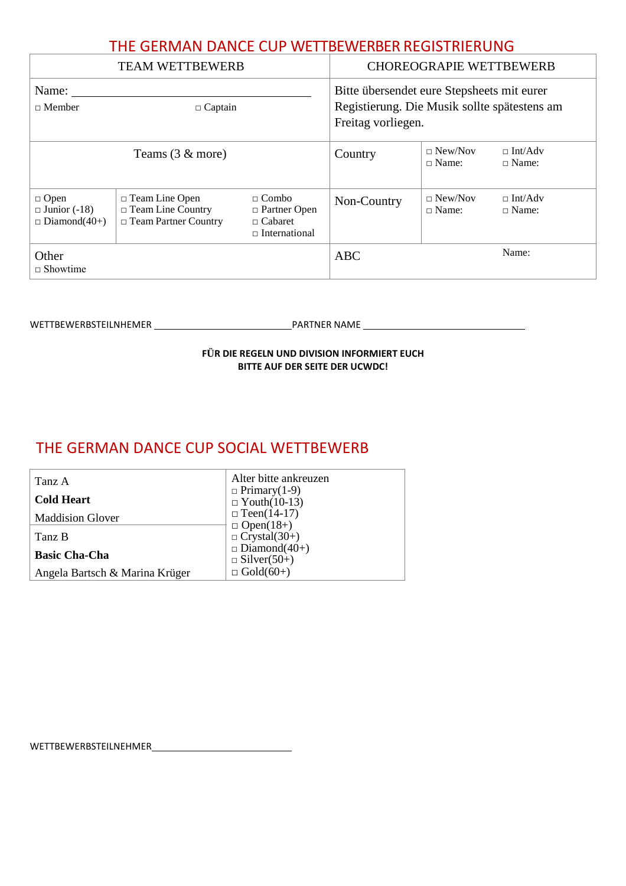## THE GERMAN DANCE CUP WETTBEWERBER REGISTRIERUNG

| TEAM WETTBEWERB | | | CHOREOGRAPIE WETTBEWERB | | |
|---|---|---|---|---|---|
| Name: ______________________<br>□ Member □ Captain | | | Bitte übersendet eure Stepsheets mit eurer Registierung. Die Musik sollte spätestens am Freitag vorliegen. | | |
| Teams (3 & more) | | | Country | □ New/Nov<br>□ Name: | □ Int/Adv<br>□ Name: |
| □ Open<br>□ Junior (-18)<br>□ Diamond(40+) | □ Team Line Open<br>□ Team Line Country<br>□ Team Partner Country | □ Combo<br>□ Partner Open<br>□ Cabaret<br>□ International | Non-Country | □ New/Nov<br>□ Name: | □ Int/Adv<br>□ Name: |
| Other<br>□ Showtime | | | ABC | | Name: |

WETTBEWERBSTEILNHEMER ____________________ PARTNER NAME ____________________

**FÜR DIE REGELN UND DIVISION INFORMIERT EUCH BITTE AUF DER SEITE DER UCWDC!**

## THE GERMAN DANCE CUP SOCIAL WETTBEWERB

| | |
|---|---|
| Tanz A<br>**Cold Heart**<br>Maddision Glover | Alter bitte ankreuzen<br>□ Primary(1-9)<br>□ Youth(10-13)<br>□ Teen(14-17)<br>□ Open(18+)<br>□ Crystal(30+)<br>□ Diamond(40+)<br>□ Silver(50+)<br>□ Gold(60+) |
| Tanz B<br>**Basic Cha-Cha**<br>Angela Bartsch & Marina Krüger | |

WETTBEWERBSTEILNEHMER____________________